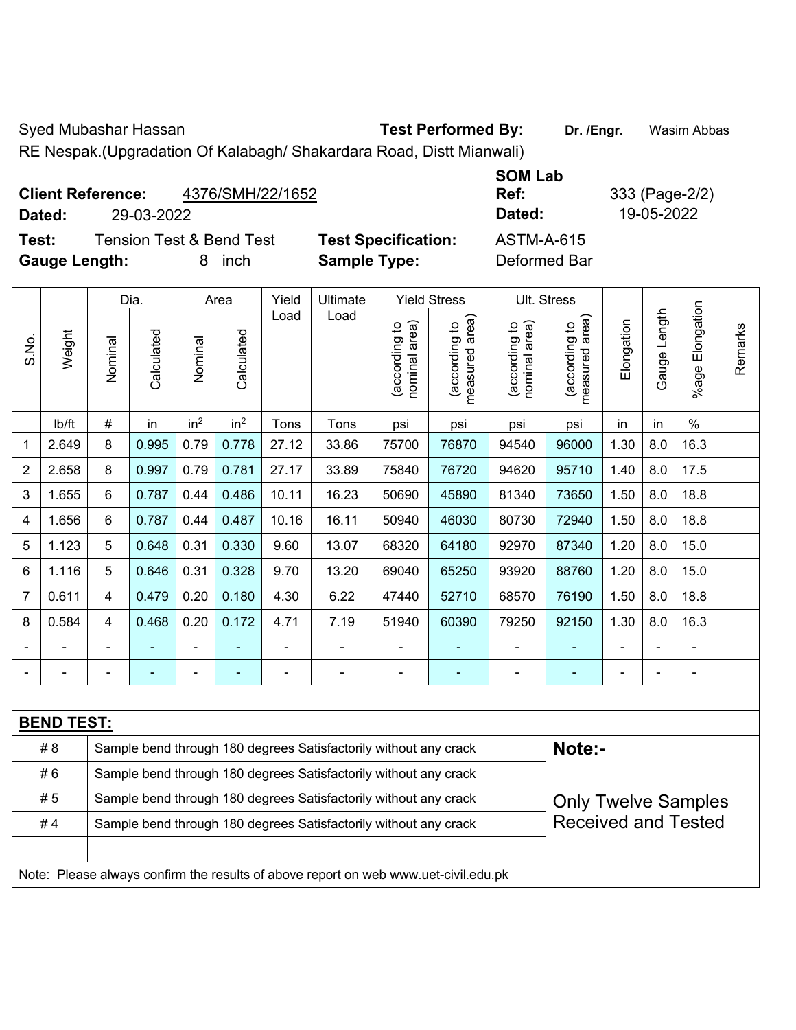Syed Mubashar Hassan **Test Performed By:** **Dr. /Engr.** Wasim Abbas

RE Nespak.(Upgradation Of Kalabagh/ Shakardara Road, Distt Mianwali)

**Client Reference:** 4376/SMH/22/1652 **SOM Lab Ref:** 333 (Page-2/2)

**Dated:** 29-03-2022 **Dated:** 19-05-2022

**Test:** Tension Test & Bend Test **Test Specification:** ASTM-A-615

**Gauge Length:** 8 inch **Sample Type:** Deformed Bar

| S.No. | Weight | Dia. | | Area | | Yield Load | Ultimate Load | Yield Stress | | Ult. Stress | | Elongation | Gauge Length | %age Elongation | Remarks |
|---|---|---|---|---|---|---|---|---|---|---|---|---|---|---|---|
| | | Nominal | Calculated | Nominal | Calculated | | | (according to nominal area) | (according to measured area) | (according to nominal area) | (according to measured area) | | | | |
| | lb/ft | # | in | in² | in² | Tons | Tons | psi | psi | psi | psi | in | in | % | |
| 1 | 2.649 | 8 | 0.995 | 0.79 | 0.778 | 27.12 | 33.86 | 75700 | 76870 | 94540 | 96000 | 1.30 | 8.0 | 16.3 | |
| 2 | 2.658 | 8 | 0.997 | 0.79 | 0.781 | 27.17 | 33.89 | 75840 | 76720 | 94620 | 95710 | 1.40 | 8.0 | 17.5 | |
| 3 | 1.655 | 6 | 0.787 | 0.44 | 0.486 | 10.11 | 16.23 | 50690 | 45890 | 81340 | 73650 | 1.50 | 8.0 | 18.8 | |
| 4 | 1.656 | 6 | 0.787 | 0.44 | 0.487 | 10.16 | 16.11 | 50940 | 46030 | 80730 | 72940 | 1.50 | 8.0 | 18.8 | |
| 5 | 1.123 | 5 | 0.648 | 0.31 | 0.330 | 9.60 | 13.07 | 68320 | 64180 | 92970 | 87340 | 1.20 | 8.0 | 15.0 | |
| 6 | 1.116 | 5 | 0.646 | 0.31 | 0.328 | 9.70 | 13.20 | 69040 | 65250 | 93920 | 88760 | 1.20 | 8.0 | 15.0 | |
| 7 | 0.611 | 4 | 0.479 | 0.20 | 0.180 | 4.30 | 6.22 | 47440 | 52710 | 68570 | 76190 | 1.50 | 8.0 | 18.8 | |
| 8 | 0.584 | 4 | 0.468 | 0.20 | 0.172 | 4.71 | 7.19 | 51940 | 60390 | 79250 | 92150 | 1.30 | 8.0 | 16.3 | |
| - | - | - | - | - | - | - | - | - | - | - | - | - | - | - | |
| - | - | - | - | - | - | - | - | - | - | - | - | - | - | - | |

**BEND TEST:**

| | | |
|---|---|---|
| # 8 | Sample bend through 180 degrees Satisfactorily without any crack | **Note:-** |
| # 6 | Sample bend through 180 degrees Satisfactorily without any crack | |
| # 5 | Sample bend through 180 degrees Satisfactorily without any crack | Only Twelve Samples Received and Tested |
| # 4 | Sample bend through 180 degrees Satisfactorily without any crack | |

Note: Please always confirm the results of above report on web www.uet-civil.edu.pk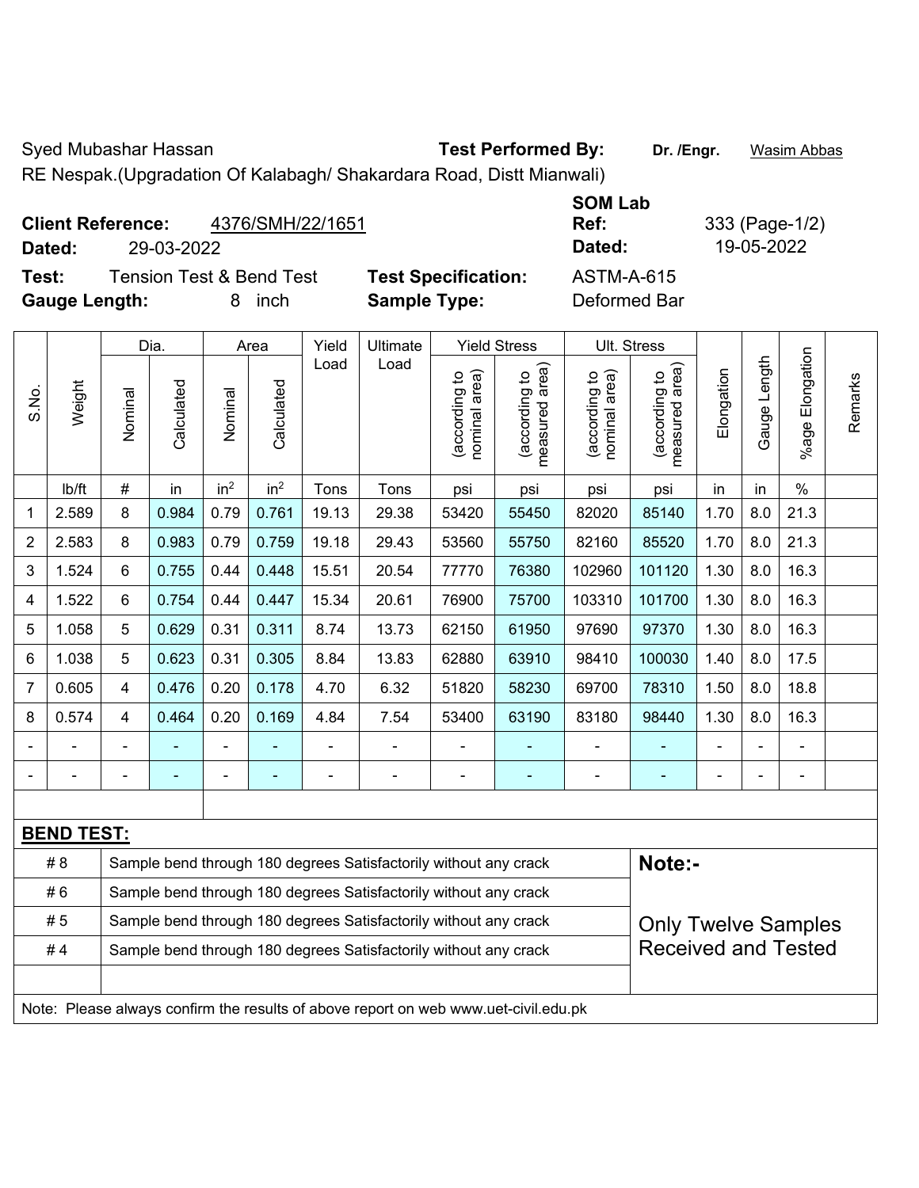Syed Mubashar Hassan

**Test Performed By:** **Dr. /Engr.** Wasim Abbas

RE Nespak.(Upgradation Of Kalabagh/ Shakardara Road, Distt Mianwali)

**Client Reference:** 4376/SMH/22/1651

**Dated:** 29-03-2022

**SOM Lab Ref:** 333 (Page-1/2)

**Dated:** 19-05-2022

**Test:** Tension Test & Bend Test

**Test Specification:** ASTM-A-615

**Gauge Length:** 8 inch

**Sample Type:** Deformed Bar

| S.No. | Weight | Dia. | | Area | | Yield Load | Ultimate Load | Yield Stress | | Ult. Stress | | Elongation | Gauge Length | %age Elongation | Remarks |
|---|---|---|---|---|---|---|---|---|---|---|---|---|---|---|---|
| | | Nominal | Calculated | Nominal | Calculated | | | (according to nominal area) | (according to measured area) | (according to nominal area) | (according to measured area) | | | | |
| | lb/ft | # | in | in$^2$ | in$^2$ | Tons | Tons | psi | psi | psi | psi | in | in | % | |
| 1 | 2.589 | 8 | 0.984 | 0.79 | 0.761 | 19.13 | 29.38 | 53420 | 55450 | 82020 | 85140 | 1.70 | 8.0 | 21.3 | |
| 2 | 2.583 | 8 | 0.983 | 0.79 | 0.759 | 19.18 | 29.43 | 53560 | 55750 | 82160 | 85520 | 1.70 | 8.0 | 21.3 | |
| 3 | 1.524 | 6 | 0.755 | 0.44 | 0.448 | 15.51 | 20.54 | 77770 | 76380 | 102960 | 101120 | 1.30 | 8.0 | 16.3 | |
| 4 | 1.522 | 6 | 0.754 | 0.44 | 0.447 | 15.34 | 20.61 | 76900 | 75700 | 103310 | 101700 | 1.30 | 8.0 | 16.3 | |
| 5 | 1.058 | 5 | 0.629 | 0.31 | 0.311 | 8.74 | 13.73 | 62150 | 61950 | 97690 | 97370 | 1.30 | 8.0 | 16.3 | |
| 6 | 1.038 | 5 | 0.623 | 0.31 | 0.305 | 8.84 | 13.83 | 62880 | 63910 | 98410 | 100030 | 1.40 | 8.0 | 17.5 | |
| 7 | 0.605 | 4 | 0.476 | 0.20 | 0.178 | 4.70 | 6.32 | 51820 | 58230 | 69700 | 78310 | 1.50 | 8.0 | 18.8 | |
| 8 | 0.574 | 4 | 0.464 | 0.20 | 0.169 | 4.84 | 7.54 | 53400 | 63190 | 83180 | 98440 | 1.30 | 8.0 | 16.3 | |
| - | - | - | - | - | - | - | - | - | - | - | - | - | - | - | |
| - | - | - | - | - | - | - | - | - | - | - | - | - | - | - | |

**BEND TEST:**

| Bar | Result |
|---|---|
| # 8 | Sample bend through 180 degrees Satisfactorily without any crack |
| # 6 | Sample bend through 180 degrees Satisfactorily without any crack |
| # 5 | Sample bend through 180 degrees Satisfactorily without any crack |
| # 4 | Sample bend through 180 degrees Satisfactorily without any crack |

**Note:-**

Only Twelve Samples Received and Tested

Note: Please always confirm the results of above report on web www.uet-civil.edu.pk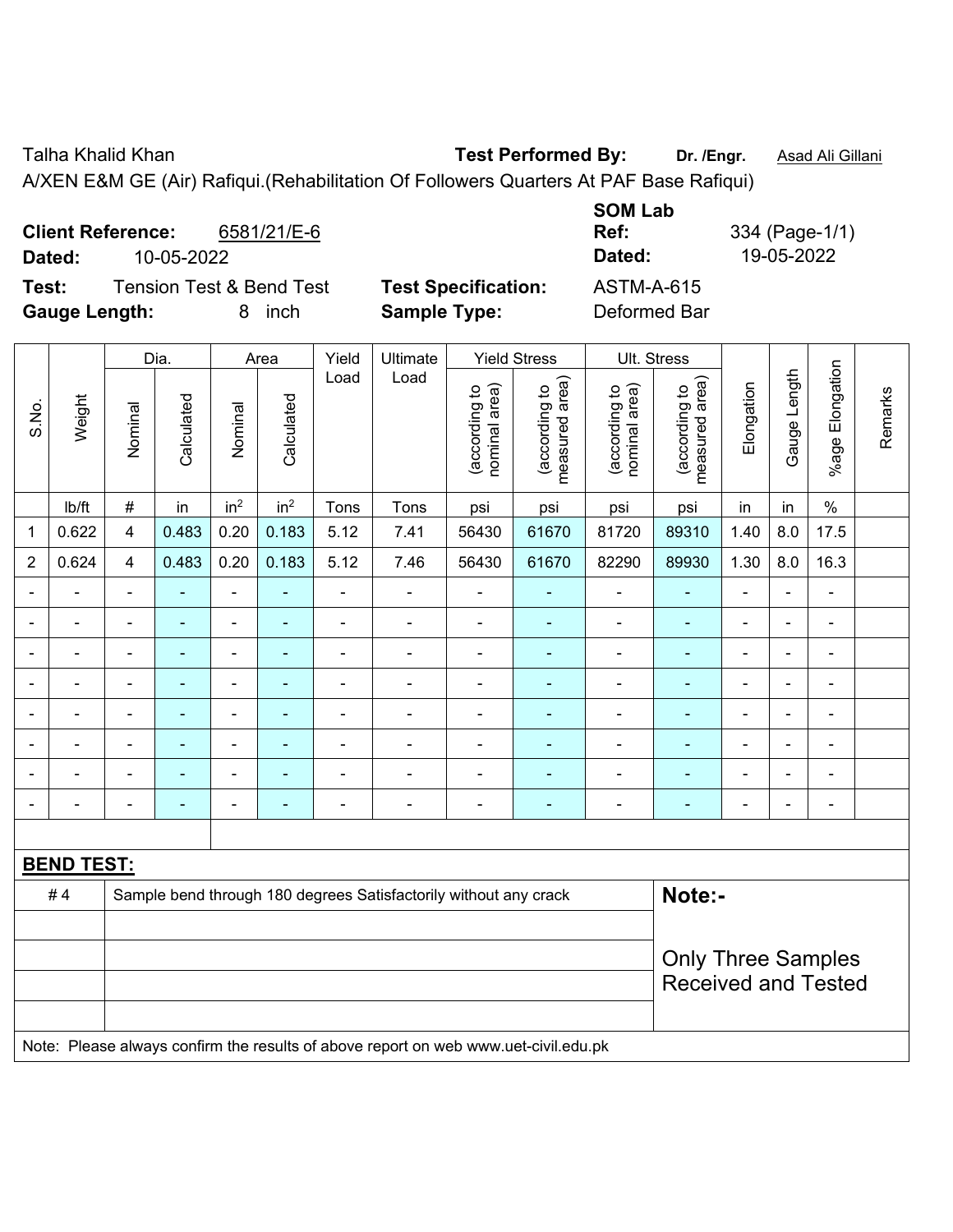Talha Khalid Khan **Test Performed By:** **Dr. /Engr.** Asad Ali Gillani

A/XEN E&M GE (Air) Rafiqui.(Rehabilitation Of Followers Quarters At PAF Base Rafiqui)

**Client Reference:** 6581/21/E-6 **SOM Lab Ref:** 334 (Page-1/1)

**Dated:** 10-05-2022 **Dated:** 19-05-2022

**Test:** Tension Test & Bend Test **Test Specification:** ASTM-A-615

**Gauge Length:** 8 inch **Sample Type:** Deformed Bar

| S.No. | Weight | Dia. | | Area | | Yield Load | Ultimate Load | Yield Stress | | Ult. Stress | | Elongation | Gauge Length | %age Elongation | Remarks |
|---|---|---|---|---|---|---|---|---|---|---|---|---|---|---|---|
| | | Nominal | Calculated | Nominal | Calculated | | | (according to nominal area) | (according to measured area) | (according to nominal area) | (according to measured area) | | | | |
| | lb/ft | # | in | in$^2$ | in$^2$ | Tons | Tons | psi | psi | psi | psi | in | in | % | |
| 1 | 0.622 | 4 | 0.483 | 0.20 | 0.183 | 5.12 | 7.41 | 56430 | 61670 | 81720 | 89310 | 1.40 | 8.0 | 17.5 | |
| 2 | 0.624 | 4 | 0.483 | 0.20 | 0.183 | 5.12 | 7.46 | 56430 | 61670 | 82290 | 89930 | 1.30 | 8.0 | 16.3 | |
| - | - | - | - | - | - | - | - | - | - | - | - | - | - | - | |
| - | - | - | - | - | - | - | - | - | - | - | - | - | - | - | |
| - | - | - | - | - | - | - | - | - | - | - | - | - | - | - | |
| - | - | - | - | - | - | - | - | - | - | - | - | - | - | - | |
| - | - | - | - | - | - | - | - | - | - | - | - | - | - | - | |
| - | - | - | - | - | - | - | - | - | - | - | - | - | - | - | |
| - | - | - | - | - | - | - | - | - | - | - | - | - | - | - | |
| - | - | - | - | - | - | - | - | - | - | - | - | - | - | - | |

**BEND TEST:**

| | | |
|---|---|---|
| # 4 | Sample bend through 180 degrees Satisfactorily without any crack | **Note:-** |
| | | Only Three Samples Received and Tested |

Note: Please always confirm the results of above report on web www.uet-civil.edu.pk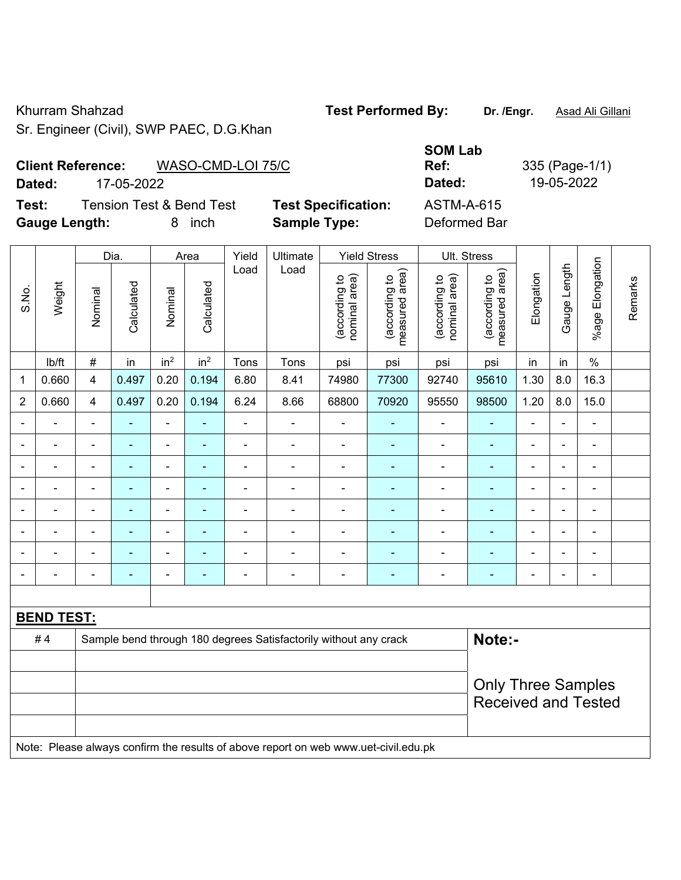Khurram Shahzad

Sr. Engineer (Civil), SWP PAEC, D.G.Khan

**Test Performed By:** **Dr. /Engr.** Asad Ali Gillani

**Client Reference:** WASO-CMD-LOI 75/C

**Dated:** 17-05-2022

**SOM Lab Ref:** 335 (Page-1/1)

**Dated:** 19-05-2022

**Test:** Tension Test & Bend Test

**Test Specification:** ASTM-A-615

**Gauge Length:** 8 inch

**Sample Type:** Deformed Bar

| S.No. | Weight | Dia. | | Area | | Yield Load | Ultimate Load | Yield Stress | | Ult. Stress | | Elongation | Gauge Length | %age Elongation | Remarks |
|---|---|---|---|---|---|---|---|---|---|---|---|---|---|---|---|
| | | Nominal | Calculated | Nominal | Calculated | | | (according to nominal area) | (according to measured area) | (according to nominal area) | (according to measured area) | | | | |
| | lb/ft | # | in | in$^2$ | in$^2$ | Tons | Tons | psi | psi | psi | psi | in | in | % | |
| 1 | 0.660 | 4 | 0.497 | 0.20 | 0.194 | 6.80 | 8.41 | 74980 | 77300 | 92740 | 95610 | 1.30 | 8.0 | 16.3 | |
| 2 | 0.660 | 4 | 0.497 | 0.20 | 0.194 | 6.24 | 8.66 | 68800 | 70920 | 95550 | 98500 | 1.20 | 8.0 | 15.0 | |
| - | - | - | - | - | - | - | - | - | - | - | - | - | - | - | |
| - | - | - | - | - | - | - | - | - | - | - | - | - | - | - | |
| - | - | - | - | - | - | - | - | - | - | - | - | - | - | - | |
| - | - | - | - | - | - | - | - | - | - | - | - | - | - | - | |
| - | - | - | - | - | - | - | - | - | - | - | - | - | - | - | |
| - | - | - | - | - | - | - | - | - | - | - | - | - | - | - | |
| - | - | - | - | - | - | - | - | - | - | - | - | - | - | - | |
| - | - | - | - | - | - | - | - | - | - | - | - | - | - | - | |

**BEND TEST:**

| | |
|---|---|
| # 4 | Sample bend through 180 degrees Satisfactorily without any crack |

**Note:-**

Only Three Samples Received and Tested

Note: Please always confirm the results of above report on web www.uet-civil.edu.pk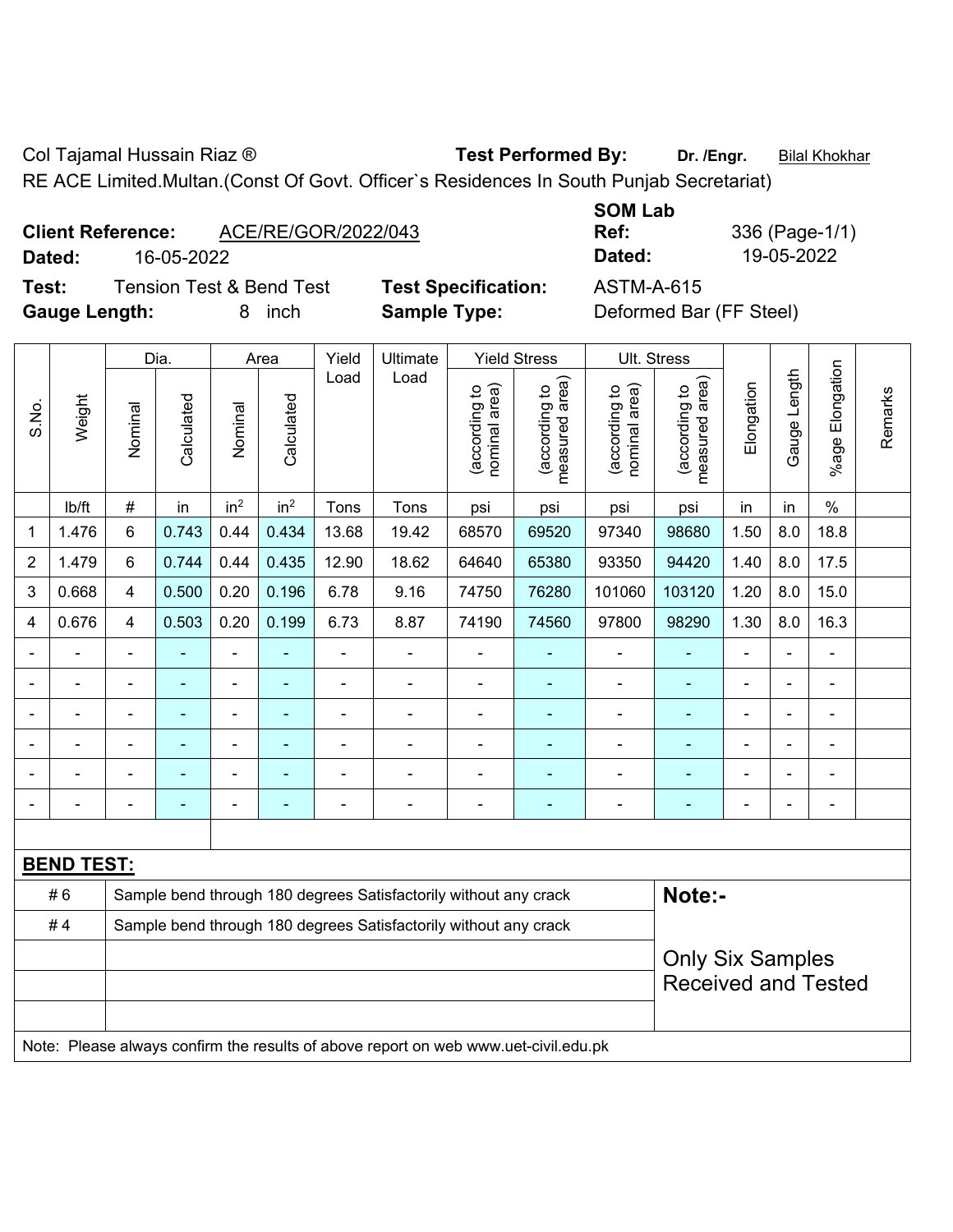Col Tajamal Hussain Riaz ® **Test Performed By:** **Dr. /Engr.** Bilal Khokhar

RE ACE Limited.Multan.(Const Of Govt. Officer`s Residences In South Punjab Secretariat)

**Client Reference:** ACE/RE/GOR/2022/043

**Dated:** 16-05-2022

**SOM Lab Ref:** 336 (Page-1/1)

**Dated:** 19-05-2022

**Test:** Tension Test & Bend Test

**Test Specification:** ASTM-A-615

**Gauge Length:** 8 inch

**Sample Type:** Deformed Bar (FF Steel)

| S.No. | Weight | Dia. | | Area | | Yield Load | Ultimate Load | Yield Stress | | Ult. Stress | | Elongation | Gauge Length | %age Elongation | Remarks |
|---|---|---|---|---|---|---|---|---|---|---|---|---|---|---|---|
| | | Nominal | Calculated | Nominal | Calculated | | | (according to nominal area) | (according to measured area) | (according to nominal area) | (according to measured area) | | | | |
| | lb/ft | # | in | $in^2$ | $in^2$ | Tons | Tons | psi | psi | psi | psi | in | in | % | |
| 1 | 1.476 | 6 | 0.743 | 0.44 | 0.434 | 13.68 | 19.42 | 68570 | 69520 | 97340 | 98680 | 1.50 | 8.0 | 18.8 | |
| 2 | 1.479 | 6 | 0.744 | 0.44 | 0.435 | 12.90 | 18.62 | 64640 | 65380 | 93350 | 94420 | 1.40 | 8.0 | 17.5 | |
| 3 | 0.668 | 4 | 0.500 | 0.20 | 0.196 | 6.78 | 9.16 | 74750 | 76280 | 101060 | 103120 | 1.20 | 8.0 | 15.0 | |
| 4 | 0.676 | 4 | 0.503 | 0.20 | 0.199 | 6.73 | 8.87 | 74190 | 74560 | 97800 | 98290 | 1.30 | 8.0 | 16.3 | |
| - | - | - | - | - | - | - | - | - | - | - | - | - | - | - | |
| - | - | - | - | - | - | - | - | - | - | - | - | - | - | - | |
| - | - | - | - | - | - | - | - | - | - | - | - | - | - | - | |
| - | - | - | - | - | - | - | - | - | - | - | - | - | - | - | |
| - | - | - | - | - | - | - | - | - | - | - | - | - | - | - | |
| - | - | - | - | - | - | - | - | - | - | - | - | - | - | - | |

**BEND TEST:**

| | | |
|---|---|---|
| # 6 | Sample bend through 180 degrees Satisfactorily without any crack | **Note:-** |
| # 4 | Sample bend through 180 degrees Satisfactorily without any crack | |
| | | Only Six Samples Received and Tested |
| | | |
| | | |

Note: Please always confirm the results of above report on web www.uet-civil.edu.pk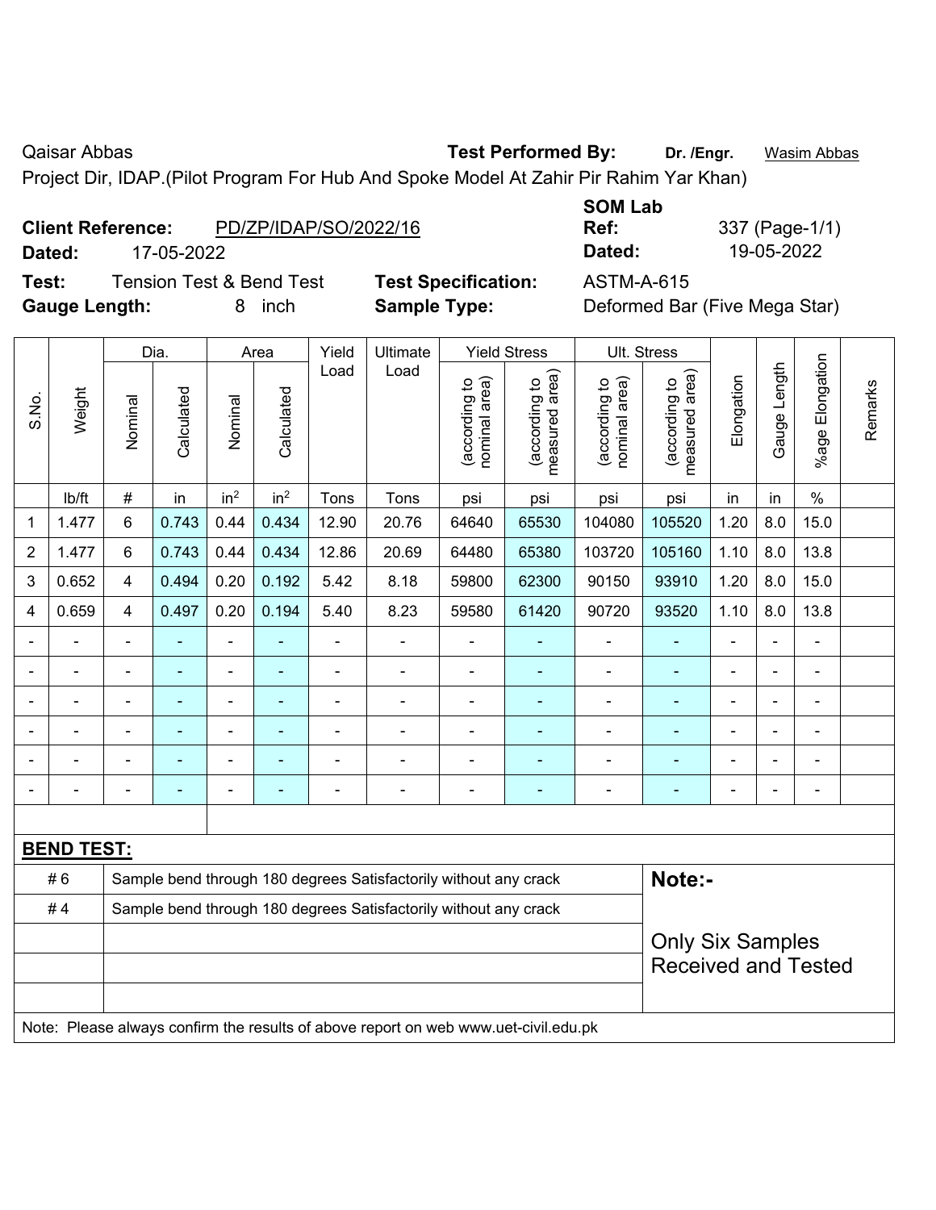Qaisar Abbas **Test Performed By:** **Dr. /Engr.** Wasim Abbas

Project Dir, IDAP.(Pilot Program For Hub And Spoke Model At Zahir Pir Rahim Yar Khan)

**Client Reference:** PD/ZP/IDAP/SO/2022/16 **SOM Lab Ref:** 337 (Page-1/1)

**Dated:** 17-05-2022 **Dated:** 19-05-2022

**Test:** Tension Test & Bend Test **Test Specification:** ASTM-A-615

**Gauge Length:** 8 inch **Sample Type:** Deformed Bar (Five Mega Star)

| S.No. | Weight | Dia. | | Area | | Yield Load | Ultimate Load | Yield Stress | | Ult. Stress | | Elongation | Gauge Length | %age Elongation | Remarks |
|---|---|---|---|---|---|---|---|---|---|---|---|---|---|---|---|
| | | Nominal | Calculated | Nominal | Calculated | | | (according to nominal area) | (according to measured area) | (according to nominal area) | (according to measured area) | | | | |
| | lb/ft | # | in | in² | in² | Tons | Tons | psi | psi | psi | psi | in | in | % | |
| 1 | 1.477 | 6 | 0.743 | 0.44 | 0.434 | 12.90 | 20.76 | 64640 | 65530 | 104080 | 105520 | 1.20 | 8.0 | 15.0 | |
| 2 | 1.477 | 6 | 0.743 | 0.44 | 0.434 | 12.86 | 20.69 | 64480 | 65380 | 103720 | 105160 | 1.10 | 8.0 | 13.8 | |
| 3 | 0.652 | 4 | 0.494 | 0.20 | 0.192 | 5.42 | 8.18 | 59800 | 62300 | 90150 | 93910 | 1.20 | 8.0 | 15.0 | |
| 4 | 0.659 | 4 | 0.497 | 0.20 | 0.194 | 5.40 | 8.23 | 59580 | 61420 | 90720 | 93520 | 1.10 | 8.0 | 13.8 | |
| - | - | - | - | - | - | - | - | - | - | - | - | - | - | - | |
| - | - | - | - | - | - | - | - | - | - | - | - | - | - | - | |
| - | - | - | - | - | - | - | - | - | - | - | - | - | - | - | |
| - | - | - | - | - | - | - | - | - | - | - | - | - | - | - | |
| - | - | - | - | - | - | - | - | - | - | - | - | - | - | - | |
| - | - | - | - | - | - | - | - | - | - | - | - | - | - | - | |

**BEND TEST:**

| | | |
|---|---|---|
| # 6 | Sample bend through 180 degrees Satisfactorily without any crack | **Note:-** |
| # 4 | Sample bend through 180 degrees Satisfactorily without any crack | Only Six Samples Received and Tested |

Note: Please always confirm the results of above report on web www.uet-civil.edu.pk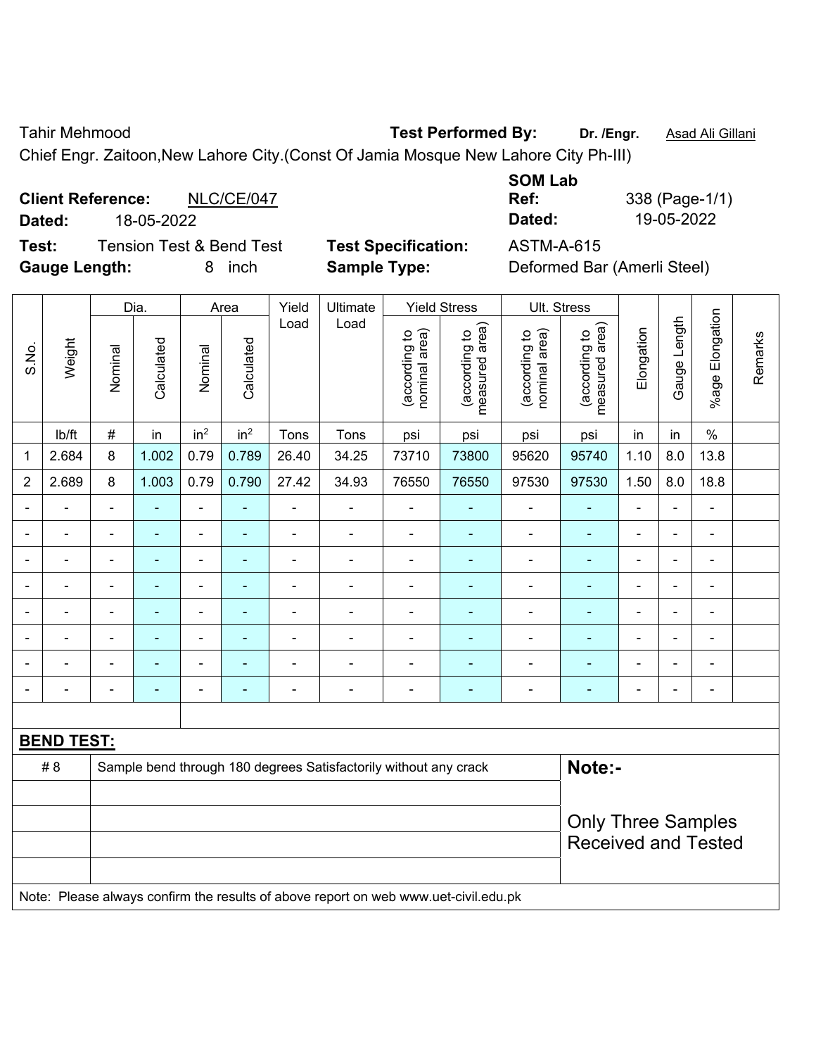Tahir Mehmood **Test Performed By:** **Dr. /Engr.** Asad Ali Gillani

Chief Engr. Zaitoon,New Lahore City.(Const Of Jamia Mosque New Lahore City Ph-III)

**Client Reference:** NLC/CE/047

**Dated:** 18-05-2022

**SOM Lab Ref:** 338 (Page-1/1)

**Dated:** 19-05-2022

**Test:** Tension Test & Bend Test

**Test Specification:** ASTM-A-615

**Gauge Length:** 8 inch

**Sample Type:** Deformed Bar (Amerli Steel)

| S.No. | Weight | Dia. | | Area | | Yield Load | Ultimate Load | Yield Stress | | Ult. Stress | | Elongation | Gauge Length | %age Elongation | Remarks |
|---|---|---|---|---|---|---|---|---|---|---|---|---|---|---|---|
| | | Nominal | Calculated | Nominal | Calculated | | | (according to nominal area) | (according to measured area) | (according to nominal area) | (according to measured area) | | | | |
| | lb/ft | # | in | $in^2$ | $in^2$ | Tons | Tons | psi | psi | psi | psi | in | in | % | |
| 1 | 2.684 | 8 | 1.002 | 0.79 | 0.789 | 26.40 | 34.25 | 73710 | 73800 | 95620 | 95740 | 1.10 | 8.0 | 13.8 | |
| 2 | 2.689 | 8 | 1.003 | 0.79 | 0.790 | 27.42 | 34.93 | 76550 | 76550 | 97530 | 97530 | 1.50 | 8.0 | 18.8 | |
| - | - | - | - | - | - | - | - | - | - | - | - | - | - | - | |
| - | - | - | - | - | - | - | - | - | - | - | - | - | - | - | |
| - | - | - | - | - | - | - | - | - | - | - | - | - | - | - | |
| - | - | - | - | - | - | - | - | - | - | - | - | - | - | - | |
| - | - | - | - | - | - | - | - | - | - | - | - | - | - | - | |
| - | - | - | - | - | - | - | - | - | - | - | - | - | - | - | |
| - | - | - | - | - | - | - | - | - | - | - | - | - | - | - | |
| - | - | - | - | - | - | - | - | - | - | - | - | - | - | - | |

**BEND TEST:**

| | | |
|---|---|---|
| # 8 | Sample bend through 180 degrees Satisfactorily without any crack | **Note:-** |
| | | Only Three Samples Received and Tested |

Note: Please always confirm the results of above report on web www.uet-civil.edu.pk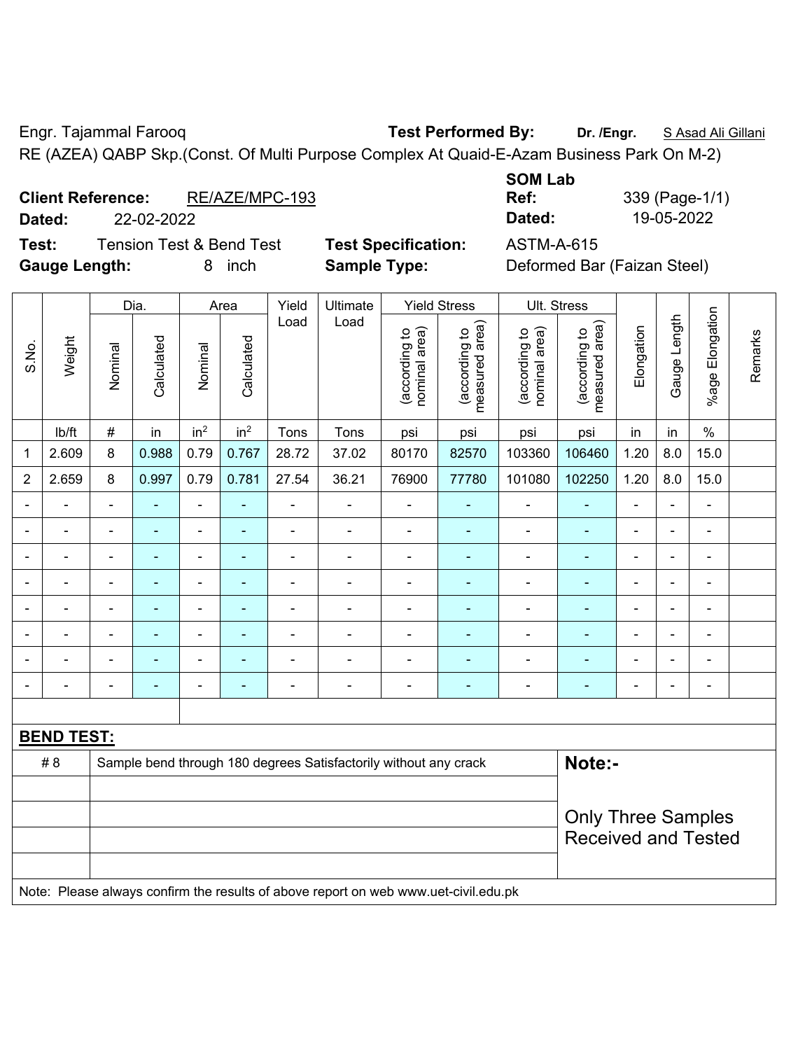Engr. Tajammal Farooq **Test Performed By:** **Dr. /Engr.** S Asad Ali Gillani

RE (AZEA) QABP Skp.(Const. Of Multi Purpose Complex At Quaid-E-Azam Business Park On M-2)

**Client Reference:** RE/AZE/MPC-193

**Dated:** 22-02-2022

**SOM Lab Ref:** 339 (Page-1/1)

**Dated:** 19-05-2022

**Test:** Tension Test & Bend Test **Test Specification:** ASTM-A-615

**Gauge Length:** 8 inch **Sample Type:** Deformed Bar (Faizan Steel)

| S.No. | Weight | Dia. | | Area | | Yield Load | Ultimate Load | Yield Stress | | Ult. Stress | | Elongation | Gauge Length | %age Elongation | Remarks |
|---|---|---|---|---|---|---|---|---|---|---|---|---|---|---|---|
| | | Nominal | Calculated | Nominal | Calculated | | | (according to nominal area) | (according to measured area) | (according to nominal area) | (according to measured area) | | | | |
| | lb/ft | # | in | $in^2$ | $in^2$ | Tons | Tons | psi | psi | psi | psi | in | in | % | |
| 1 | 2.609 | 8 | 0.988 | 0.79 | 0.767 | 28.72 | 37.02 | 80170 | 82570 | 103360 | 106460 | 1.20 | 8.0 | 15.0 | |
| 2 | 2.659 | 8 | 0.997 | 0.79 | 0.781 | 27.54 | 36.21 | 76900 | 77780 | 101080 | 102250 | 1.20 | 8.0 | 15.0 | |
| - | - | - | - | - | - | - | - | - | - | - | - | - | - | - | |
| - | - | - | - | - | - | - | - | - | - | - | - | - | - | - | |
| - | - | - | - | - | - | - | - | - | - | - | - | - | - | - | |
| - | - | - | - | - | - | - | - | - | - | - | - | - | - | - | |
| - | - | - | - | - | - | - | - | - | - | - | - | - | - | - | |
| - | - | - | - | - | - | - | - | - | - | - | - | - | - | - | |
| - | - | - | - | - | - | - | - | - | - | - | - | - | - | - | |
| - | - | - | - | - | - | - | - | - | - | - | - | - | - | - | |

**BEND TEST:**

| | | |
|---|---|---|
| # 8 | Sample bend through 180 degrees Satisfactorily without any crack | **Note:-** Only Three Samples Received and Tested |

Note: Please always confirm the results of above report on web www.uet-civil.edu.pk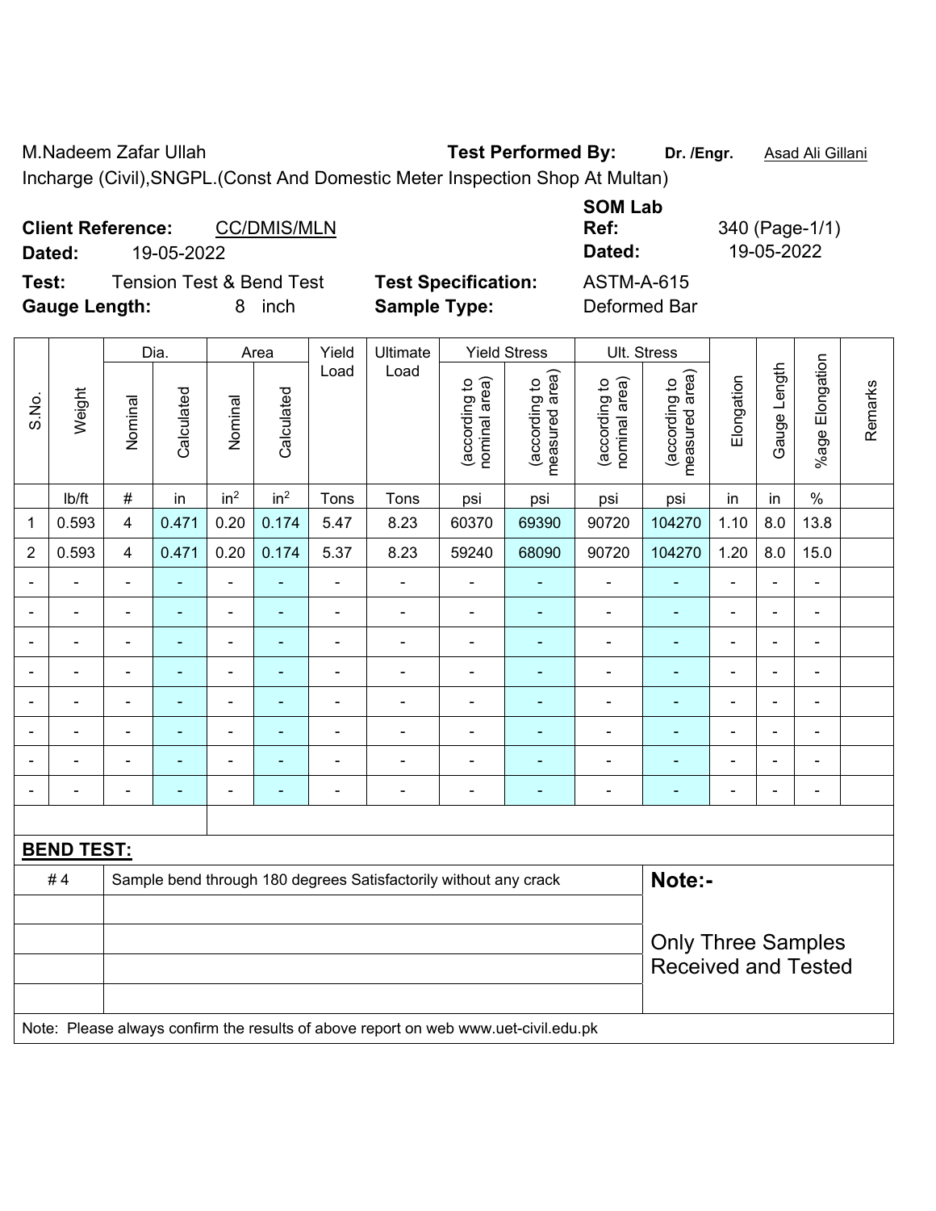M.Nadeem Zafar Ullah **Test Performed By:** **Dr. /Engr.** Asad Ali Gillani

Incharge (Civil),SNGPL.(Const And Domestic Meter Inspection Shop At Multan)

**Client Reference:** CC/DMIS/MLN **SOM Lab Ref:** 340 (Page-1/1)

**Dated:** 19-05-2022 **Dated:** 19-05-2022

**Test:** Tension Test & Bend Test **Test Specification:** ASTM-A-615

**Gauge Length:** 8 inch **Sample Type:** Deformed Bar

| S.No. | Weight | Dia. | | Area | | Yield Load | Ultimate Load | Yield Stress | | Ult. Stress | | Elongation | Gauge Length | %age Elongation | Remarks |
|---|---|---|---|---|---|---|---|---|---|---|---|---|---|---|---|
| | | Nominal | Calculated | Nominal | Calculated | | | (according to nominal area) | (according to measured area) | (according to nominal area) | (according to measured area) | | | | |
| | lb/ft | # | in | $in^2$ | $in^2$ | Tons | Tons | psi | psi | psi | psi | in | in | % | |
| 1 | 0.593 | 4 | 0.471 | 0.20 | 0.174 | 5.47 | 8.23 | 60370 | 69390 | 90720 | 104270 | 1.10 | 8.0 | 13.8 | |
| 2 | 0.593 | 4 | 0.471 | 0.20 | 0.174 | 5.37 | 8.23 | 59240 | 68090 | 90720 | 104270 | 1.20 | 8.0 | 15.0 | |
| - | - | - | - | - | - | - | - | - | - | - | - | - | - | - | |
| - | - | - | - | - | - | - | - | - | - | - | - | - | - | - | |
| - | - | - | - | - | - | - | - | - | - | - | - | - | - | - | |
| - | - | - | - | - | - | - | - | - | - | - | - | - | - | - | |
| - | - | - | - | - | - | - | - | - | - | - | - | - | - | - | |
| - | - | - | - | - | - | - | - | - | - | - | - | - | - | - | |
| - | - | - | - | - | - | - | - | - | - | - | - | - | - | - | |
| - | - | - | - | - | - | - | - | - | - | - | - | - | - | - | |

**BEND TEST:**

| | | |
|---|---|---|
| # 4 | Sample bend through 180 degrees Satisfactorily without any crack | **Note:-** |
| | | Only Three Samples Received and Tested |

Note: Please always confirm the results of above report on web www.uet-civil.edu.pk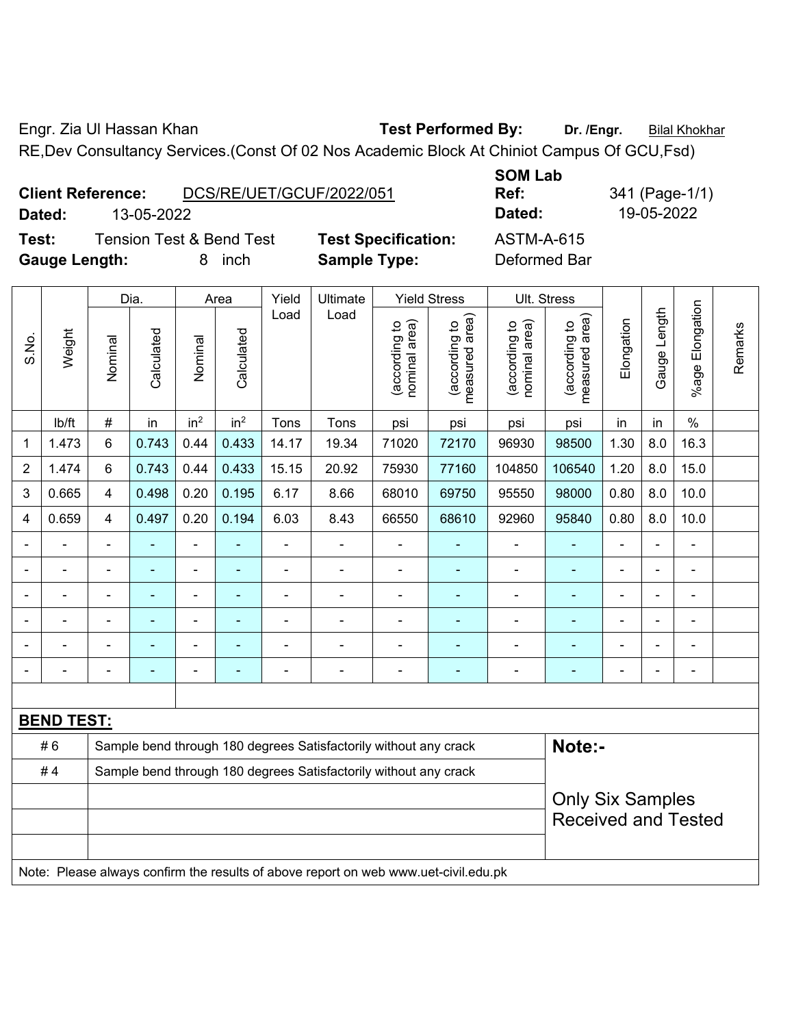Engr. Zia Ul Hassan Khan **Test Performed By:** **Dr. /Engr.** Bilal Khokhar

RE,Dev Consultancy Services.(Const Of 02 Nos Academic Block At Chiniot Campus Of GCU,Fsd)

**Client Reference:** DCS/RE/UET/GCUF/2022/051 **SOM Lab Ref:** 341 (Page-1/1)

**Dated:** 13-05-2022 **Dated:** 19-05-2022

**Test:** Tension Test & Bend Test **Test Specification:** ASTM-A-615

**Gauge Length:** 8 inch **Sample Type:** Deformed Bar

| S.No. | Weight | Dia. | | Area | | Yield Load | Ultimate Load | Yield Stress | | Ult. Stress | | Elongation | Gauge Length | %age Elongation | Remarks |
|---|---|---|---|---|---|---|---|---|---|---|---|---|---|---|---|
| | | Nominal | Calculated | Nominal | Calculated | | | (according to nominal area) | (according to measured area) | (according to nominal area) | (according to measured area) | | | | |
| | lb/ft | # | in | in² | in² | Tons | Tons | psi | psi | psi | psi | in | in | % | |
| 1 | 1.473 | 6 | 0.743 | 0.44 | 0.433 | 14.17 | 19.34 | 71020 | 72170 | 96930 | 98500 | 1.30 | 8.0 | 16.3 | |
| 2 | 1.474 | 6 | 0.743 | 0.44 | 0.433 | 15.15 | 20.92 | 75930 | 77160 | 104850 | 106540 | 1.20 | 8.0 | 15.0 | |
| 3 | 0.665 | 4 | 0.498 | 0.20 | 0.195 | 6.17 | 8.66 | 68010 | 69750 | 95550 | 98000 | 0.80 | 8.0 | 10.0 | |
| 4 | 0.659 | 4 | 0.497 | 0.20 | 0.194 | 6.03 | 8.43 | 66550 | 68610 | 92960 | 95840 | 0.80 | 8.0 | 10.0 | |
| - | - | - | - | - | - | - | - | - | - | - | - | - | - | - | |
| - | - | - | - | - | - | - | - | - | - | - | - | - | - | - | |
| - | - | - | - | - | - | - | - | - | - | - | - | - | - | - | |
| - | - | - | - | - | - | - | - | - | - | - | - | - | - | - | |
| - | - | - | - | - | - | - | - | - | - | - | - | - | - | - | |
| - | - | - | - | - | - | - | - | - | - | - | - | - | - | - | |

**BEND TEST:**

| | |
|---|---|
| # 6 | Sample bend through 180 degrees Satisfactorily without any crack |
| # 4 | Sample bend through 180 degrees Satisfactorily without any crack |

**Note:-**

Only Six Samples Received and Tested

Note: Please always confirm the results of above report on web www.uet-civil.edu.pk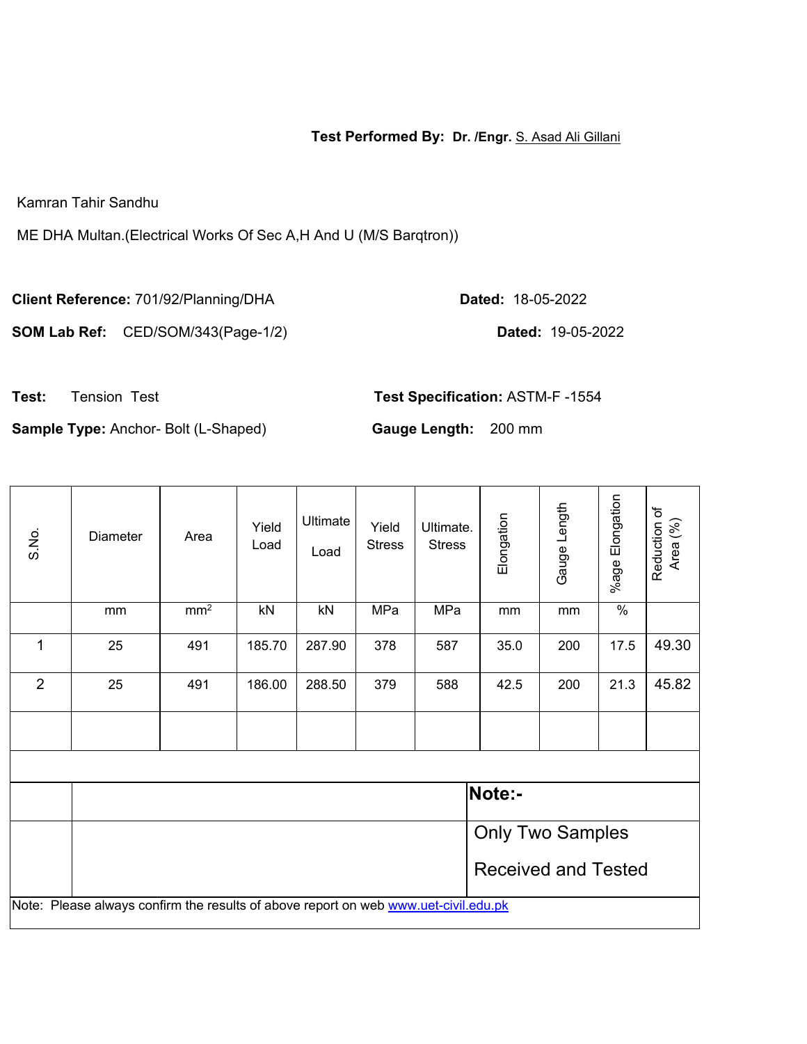**Test Performed By:** **Dr. /Engr.** S. Asad Ali Gillani

Kamran Tahir Sandhu

ME DHA Multan.(Electrical Works Of Sec A,H And U (M/S Barqtron))

**Client Reference:** 701/92/Planning/DHA **Dated:** 18-05-2022

**SOM Lab Ref:** CED/SOM/343(Page-1/2) **Dated:** 19-05-2022

**Test:** Tension Test **Test Specification:** ASTM-F -1554

**Sample Type:** Anchor- Bolt (L-Shaped) **Gauge Length:** 200 mm

| S.No. | Diameter | Area | Yield Load | Ultimate Load | Yield Stress | Ultimate. Stress | Elongation | Gauge Length | %age Elongation | Reduction of Area (%) |
|---|---|---|---|---|---|---|---|---|---|---|
| | mm | mm$^2$ | kN | kN | MPa | MPa | mm | mm | % | |
| 1 | 25 | 491 | 185.70 | 287.90 | 378 | 587 | 35.0 | 200 | 17.5 | 49.30 |
| 2 | 25 | 491 | 186.00 | 288.50 | 379 | 588 | 42.5 | 200 | 21.3 | 45.82 |

**Note:-**

Only Two Samples Received and Tested

Note: Please always confirm the results of above report on web www.uet-civil.edu.pk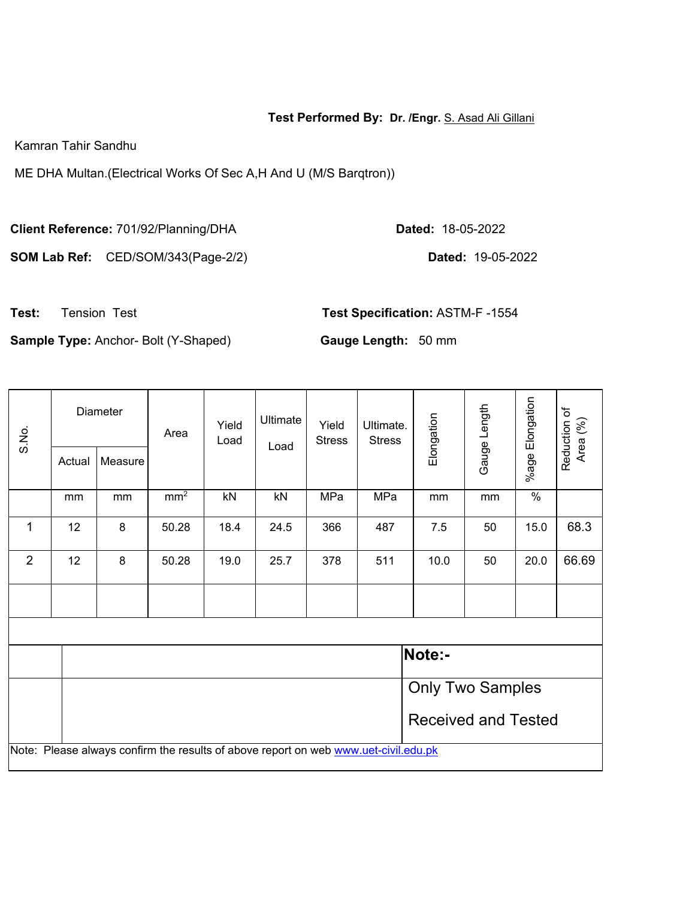**Test Performed By: Dr. /Engr.** S. Asad Ali Gillani

Kamran Tahir Sandhu

ME DHA Multan.(Electrical Works Of Sec A,H And U (M/S Barqtron))

**Client Reference:** 701/92/Planning/DHA **Dated:** 18-05-2022

**SOM Lab Ref:** CED/SOM/343(Page-2/2) **Dated:** 19-05-2022

**Test:** Tension Test **Test Specification:** ASTM-F -1554

**Sample Type:** Anchor- Bolt (Y-Shaped) **Gauge Length:** 50 mm

| S.No. | Diameter | | Area | Yield Load | Ultimate Load | Yield Stress | Ultimate. Stress | Elongation | Gauge Length | %age Elongation | Reduction of Area (%) |
|---|---|---|---|---|---|---|---|---|---|---|---|
| | Actual | Measure | | | | | | | | | |
| | mm | mm | $mm^2$ | kN | kN | MPa | MPa | mm | mm | % | |
| 1 | 12 | 8 | 50.28 | 18.4 | 24.5 | 366 | 487 | 7.5 | 50 | 15.0 | 68.3 |
| 2 | 12 | 8 | 50.28 | 19.0 | 25.7 | 378 | 511 | 10.0 | 50 | 20.0 | 66.69 |

**Note:-**

Only Two Samples Received and Tested

Note: Please always confirm the results of above report on web www.uet-civil.edu.pk